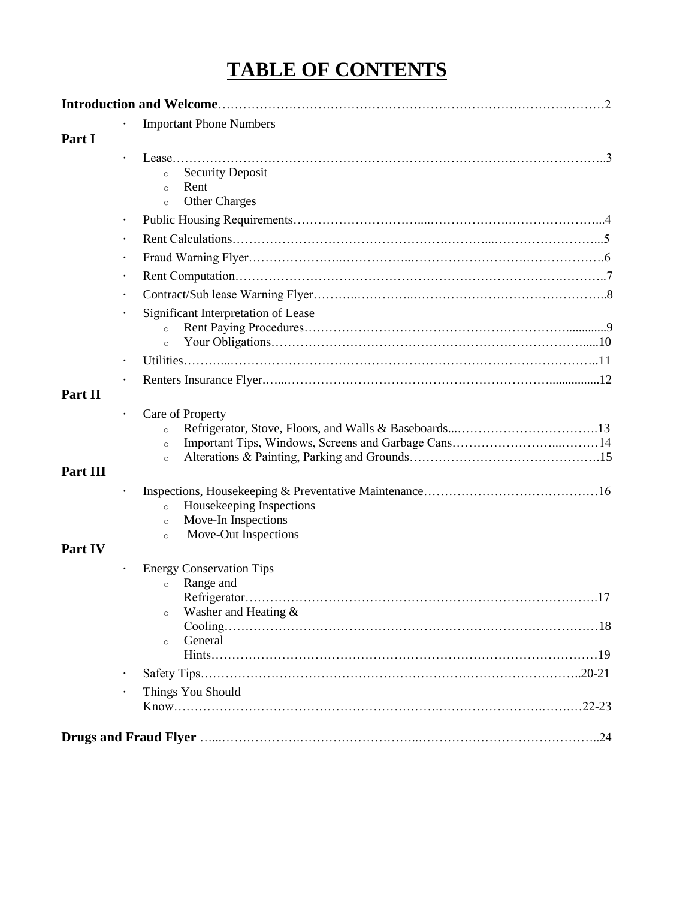# TABLE OF CONTENTS

**Introduction and Welcome** .......... 2

- Important Phone Numbers

**Part I**

- Lease .......... 3
  - Security Deposit
  - Rent
  - Other Charges
- Public Housing Requirements .......... 4
- Rent Calculations .......... 5
- Fraud Warning Flyer .......... 6
- Rent Computation .......... 7
- Contract/Sub lease Warning Flyer .......... 8
- Significant Interpretation of Lease
  - Rent Paying Procedures .......... 9
  - Your Obligations .......... 10
- Utilities .......... 11
- Renters Insurance Flyer .......... 12

**Part II**

- Care of Property
  - Refrigerator, Stove, Floors, and Walls & Baseboards .......... 13
  - Important Tips, Windows, Screens and Garbage Cans .......... 14
  - Alterations & Painting, Parking and Grounds .......... 15

**Part III**

- Inspections, Housekeeping & Preventative Maintenance .......... 16
  - Housekeeping Inspections
  - Move-In Inspections
  - Move-Out Inspections

**Part IV**

- Energy Conservation Tips
  - Range and Refrigerator .......... 17
  - Washer and Heating & Cooling .......... 18
  - General Hints .......... 19
- Safety Tips .......... 20-21
- Things You Should Know .......... 22-23

**Drugs and Fraud Flyer** .......... 24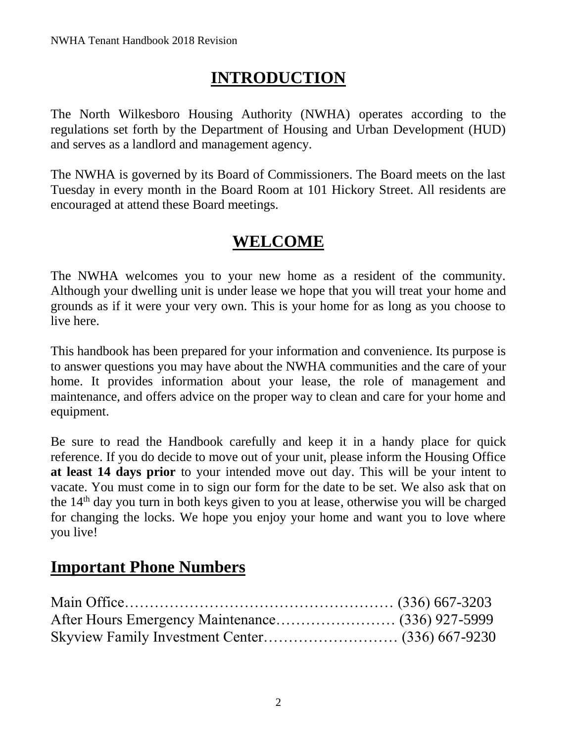# INTRODUCTION

The North Wilkesboro Housing Authority (NWHA) operates according to the regulations set forth by the Department of Housing and Urban Development (HUD) and serves as a landlord and management agency.

The NWHA is governed by its Board of Commissioners. The Board meets on the last Tuesday in every month in the Board Room at 101 Hickory Street. All residents are encouraged at attend these Board meetings.

# WELCOME

The NWHA welcomes you to your new home as a resident of the community. Although your dwelling unit is under lease we hope that you will treat your home and grounds as if it were your very own. This is your home for as long as you choose to live here.

This handbook has been prepared for your information and convenience. Its purpose is to answer questions you may have about the NWHA communities and the care of your home. It provides information about your lease, the role of management and maintenance, and offers advice on the proper way to clean and care for your home and equipment.

Be sure to read the Handbook carefully and keep it in a handy place for quick reference. If you do decide to move out of your unit, please inform the Housing Office **at least 14 days prior** to your intended move out day. This will be your intent to vacate. You must come in to sign our form for the date to be set. We also ask that on the 14th day you turn in both keys given to you at lease, otherwise you will be charged for changing the locks. We hope you enjoy your home and want you to love where you live!

## Important Phone Numbers

Main Office……………………………………………… (336) 667-3203
After Hours Emergency Maintenance…………………… (336) 927-5999
Skyview Family Investment Center……………………… (336) 667-9230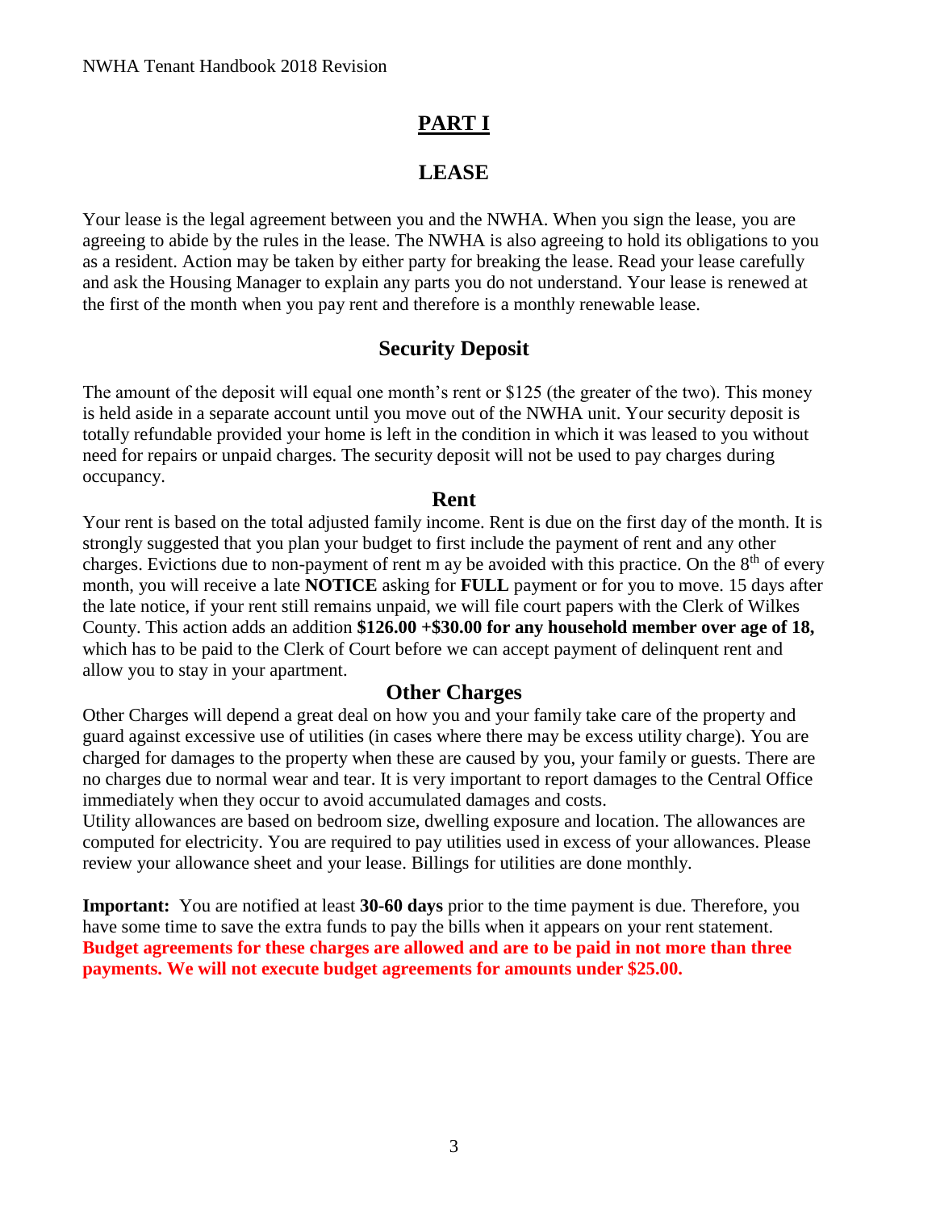# PART I

## LEASE

Your lease is the legal agreement between you and the NWHA. When you sign the lease, you are agreeing to abide by the rules in the lease. The NWHA is also agreeing to hold its obligations to you as a resident. Action may be taken by either party for breaking the lease. Read your lease carefully and ask the Housing Manager to explain any parts you do not understand. Your lease is renewed at the first of the month when you pay rent and therefore is a monthly renewable lease.

### Security Deposit

The amount of the deposit will equal one month's rent or $125 (the greater of the two). This money is held aside in a separate account until you move out of the NWHA unit. Your security deposit is totally refundable provided your home is left in the condition in which it was leased to you without need for repairs or unpaid charges. The security deposit will not be used to pay charges during occupancy.

### Rent

Your rent is based on the total adjusted family income. Rent is due on the first day of the month. It is strongly suggested that you plan your budget to first include the payment of rent and any other charges. Evictions due to non-payment of rent m ay be avoided with this practice. On the 8th of every month, you will receive a late **NOTICE** asking for **FULL** payment or for you to move. 15 days after the late notice, if your rent still remains unpaid, we will file court papers with the Clerk of Wilkes County. This action adds an addition **$126.00 +$30.00 for any household member over age of 18,** which has to be paid to the Clerk of Court before we can accept payment of delinquent rent and allow you to stay in your apartment.

### Other Charges

Other Charges will depend a great deal on how you and your family take care of the property and guard against excessive use of utilities (in cases where there may be excess utility charge). You are charged for damages to the property when these are caused by you, your family or guests. There are no charges due to normal wear and tear. It is very important to report damages to the Central Office immediately when they occur to avoid accumulated damages and costs.

Utility allowances are based on bedroom size, dwelling exposure and location. The allowances are computed for electricity. You are required to pay utilities used in excess of your allowances. Please review your allowance sheet and your lease. Billings for utilities are done monthly.

**Important:** You are notified at least **30-60 days** prior to the time payment is due. Therefore, you have some time to save the extra funds to pay the bills when it appears on your rent statement. **Budget agreements for these charges are allowed and are to be paid in not more than three payments. We will not execute budget agreements for amounts under $25.00.**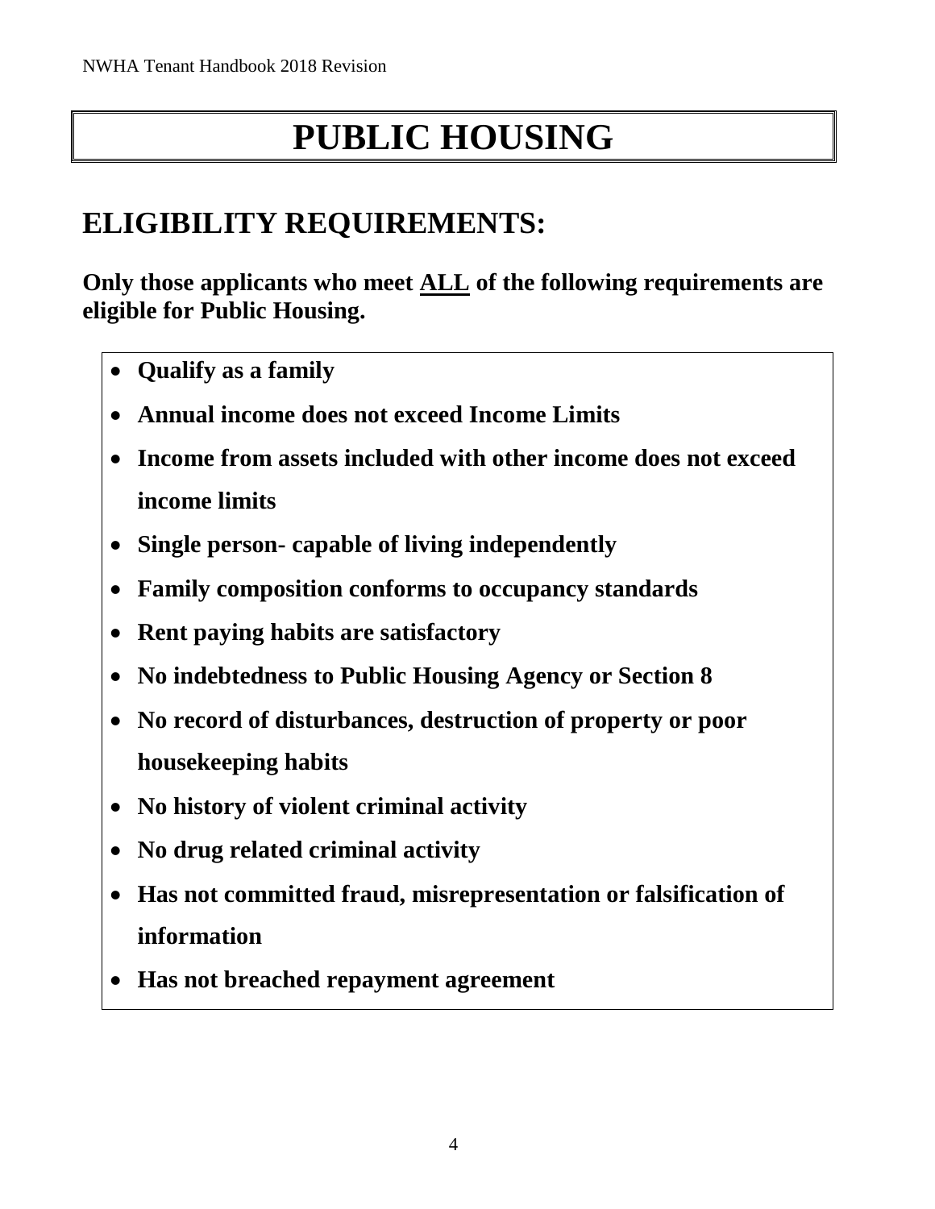# PUBLIC HOUSING

## ELIGIBILITY REQUIREMENTS:

**Only those applicants who meet ALL of the following requirements are eligible for Public Housing.**

- **Qualify as a family**
- **Annual income does not exceed Income Limits**
- **Income from assets included with other income does not exceed income limits**
- **Single person- capable of living independently**
- **Family composition conforms to occupancy standards**
- **Rent paying habits are satisfactory**
- **No indebtedness to Public Housing Agency or Section 8**
- **No record of disturbances, destruction of property or poor housekeeping habits**
- **No history of violent criminal activity**
- **No drug related criminal activity**
- **Has not committed fraud, misrepresentation or falsification of information**
- **Has not breached repayment agreement**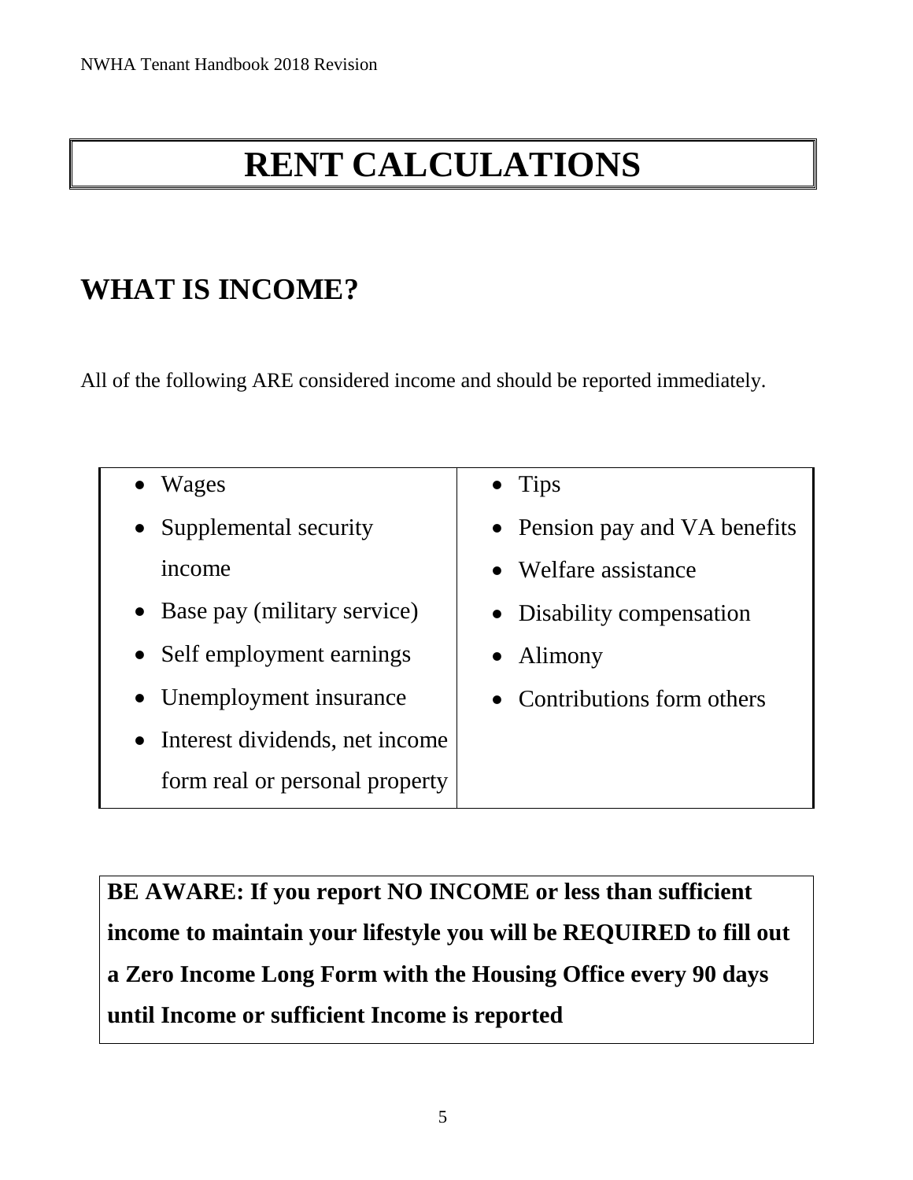# RENT CALCULATIONS

## WHAT IS INCOME?

All of the following ARE considered income and should be reported immediately.

- Wages
- Supplemental security income
- Base pay (military service)
- Self employment earnings
- Unemployment insurance
- Interest dividends, net income form real or personal property
- Tips
- Pension pay and VA benefits
- Welfare assistance
- Disability compensation
- Alimony
- Contributions form others

**BE AWARE: If you report NO INCOME or less than sufficient income to maintain your lifestyle you will be REQUIRED to fill out a Zero Income Long Form with the Housing Office every 90 days until Income or sufficient Income is reported**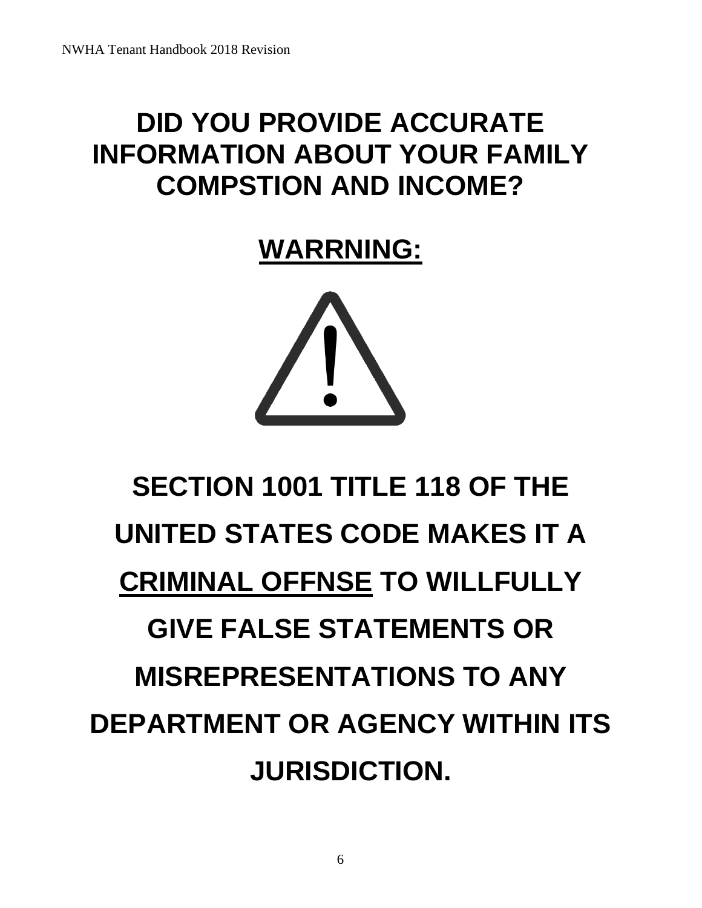# DID YOU PROVIDE ACCURATE INFORMATION ABOUT YOUR FAMILY COMPSTION AND INCOME?

## WARRNING:

**SECTION 1001 TITLE 118 OF THE UNITED STATES CODE MAKES IT A CRIMINAL OFFNSE TO WILLFULLY GIVE FALSE STATEMENTS OR MISREPRESENTATIONS TO ANY DEPARTMENT OR AGENCY WITHIN ITS JURISDICTION.**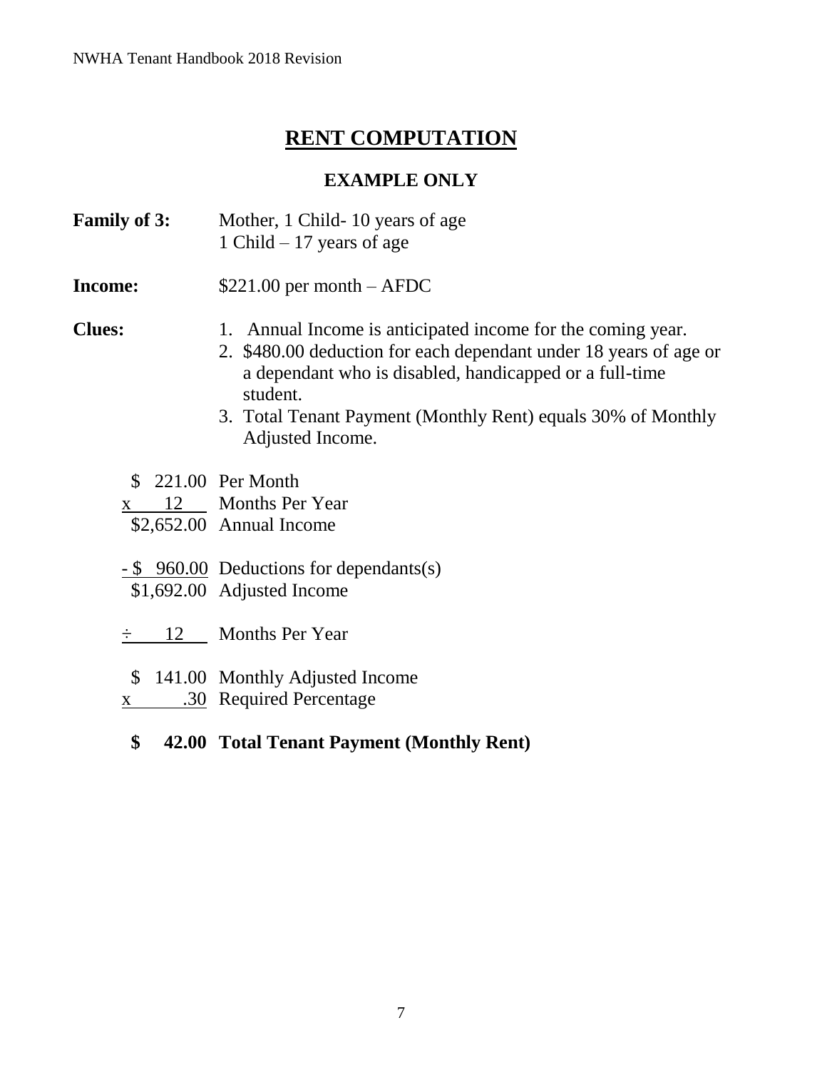# RENT COMPUTATION

### EXAMPLE ONLY

**Family of 3:** Mother, 1 Child- 10 years of age
1 Child – 17 years of age

**Income:** $221.00 per month – AFDC

**Clues:**

1. Annual Income is anticipated income for the coming year.
2. $480.00 deduction for each dependant under 18 years of age or a dependant who is disabled, handicapped or a full-time student.
3. Total Tenant Payment (Monthly Rent) equals 30% of Monthly Adjusted Income.

| Amount | Description |
|---|---|
| $ 221.00 | Per Month |
| x 12 | Months Per Year |
| $2,652.00 | Annual Income |
| - $ 960.00 | Deductions for dependants(s) |
| $1,692.00 | Adjusted Income |
| ÷ 12 | Months Per Year |
| $ 141.00 | Monthly Adjusted Income |
| x .30 | Required Percentage |
| **$ 42.00** | **Total Tenant Payment (Monthly Rent)** |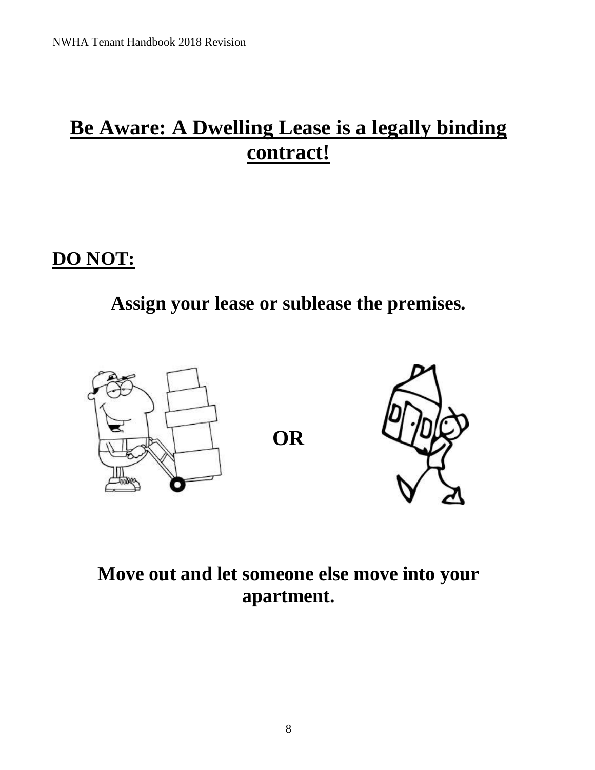# Be Aware: A Dwelling Lease is a legally binding contract!

## DO NOT:

**Assign your lease or sublease the premises.**

**OR**

**Move out and let someone else move into your apartment.**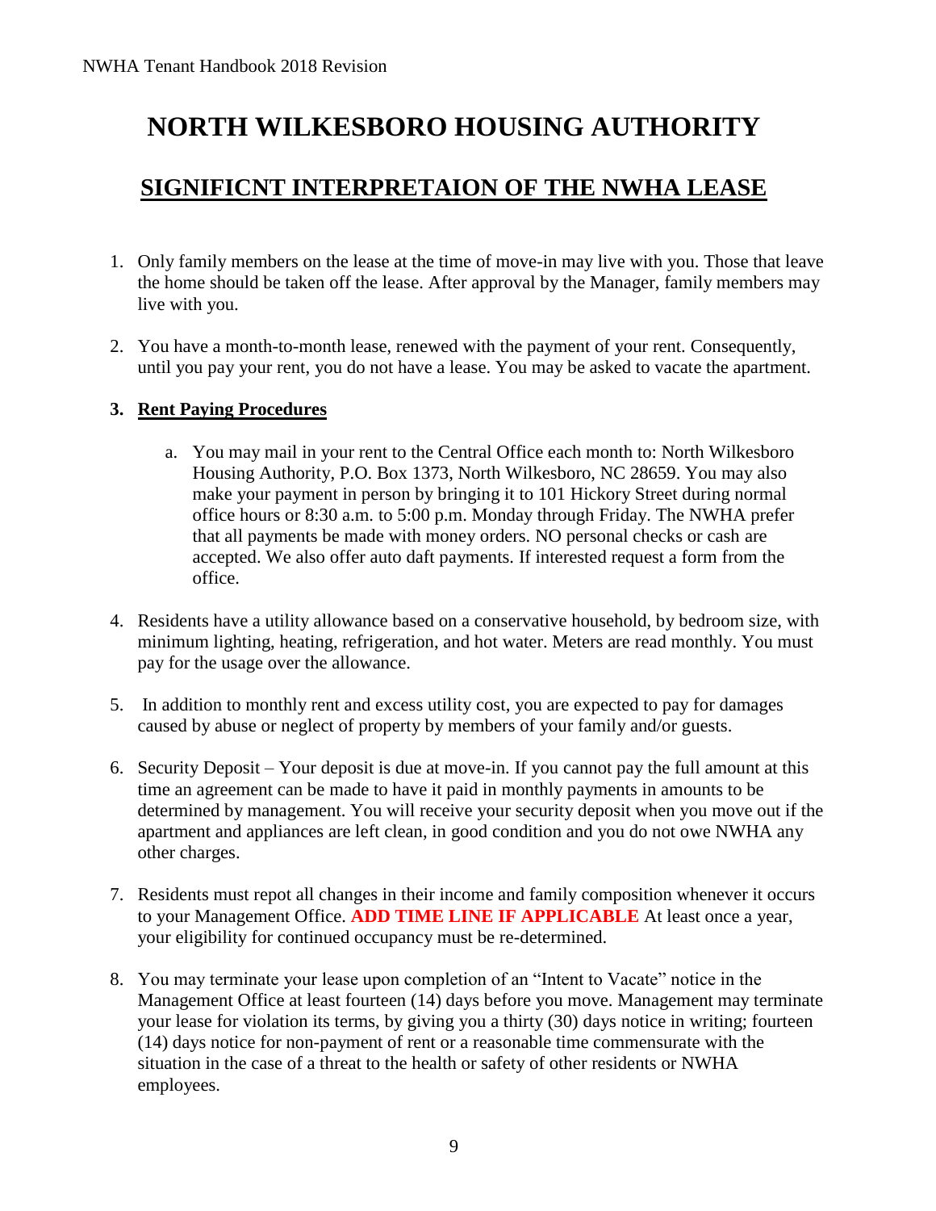# NORTH WILKESBORO HOUSING AUTHORITY

## SIGNIFICNT INTERPRETAION OF THE NWHA LEASE

1. Only family members on the lease at the time of move-in may live with you. Those that leave the home should be taken off the lease. After approval by the Manager, family members may live with you.

2. You have a month-to-month lease, renewed with the payment of your rent. Consequently, until you pay your rent, you do not have a lease. You may be asked to vacate the apartment.

3. **Rent Paying Procedures**

    a. You may mail in your rent to the Central Office each month to: North Wilkesboro Housing Authority, P.O. Box 1373, North Wilkesboro, NC 28659. You may also make your payment in person by bringing it to 101 Hickory Street during normal office hours or 8:30 a.m. to 5:00 p.m. Monday through Friday. The NWHA prefer that all payments be made with money orders. NO personal checks or cash are accepted. We also offer auto daft payments. If interested request a form from the office.

4. Residents have a utility allowance based on a conservative household, by bedroom size, with minimum lighting, heating, refrigeration, and hot water. Meters are read monthly. You must pay for the usage over the allowance.

5. In addition to monthly rent and excess utility cost, you are expected to pay for damages caused by abuse or neglect of property by members of your family and/or guests.

6. Security Deposit – Your deposit is due at move-in. If you cannot pay the full amount at this time an agreement can be made to have it paid in monthly payments in amounts to be determined by management. You will receive your security deposit when you move out if the apartment and appliances are left clean, in good condition and you do not owe NWHA any other charges.

7. Residents must repot all changes in their income and family composition whenever it occurs to your Management Office. **ADD TIME LINE IF APPLICABLE** At least once a year, your eligibility for continued occupancy must be re-determined.

8. You may terminate your lease upon completion of an "Intent to Vacate" notice in the Management Office at least fourteen (14) days before you move. Management may terminate your lease for violation its terms, by giving you a thirty (30) days notice in writing; fourteen (14) days notice for non-payment of rent or a reasonable time commensurate with the situation in the case of a threat to the health or safety of other residents or NWHA employees.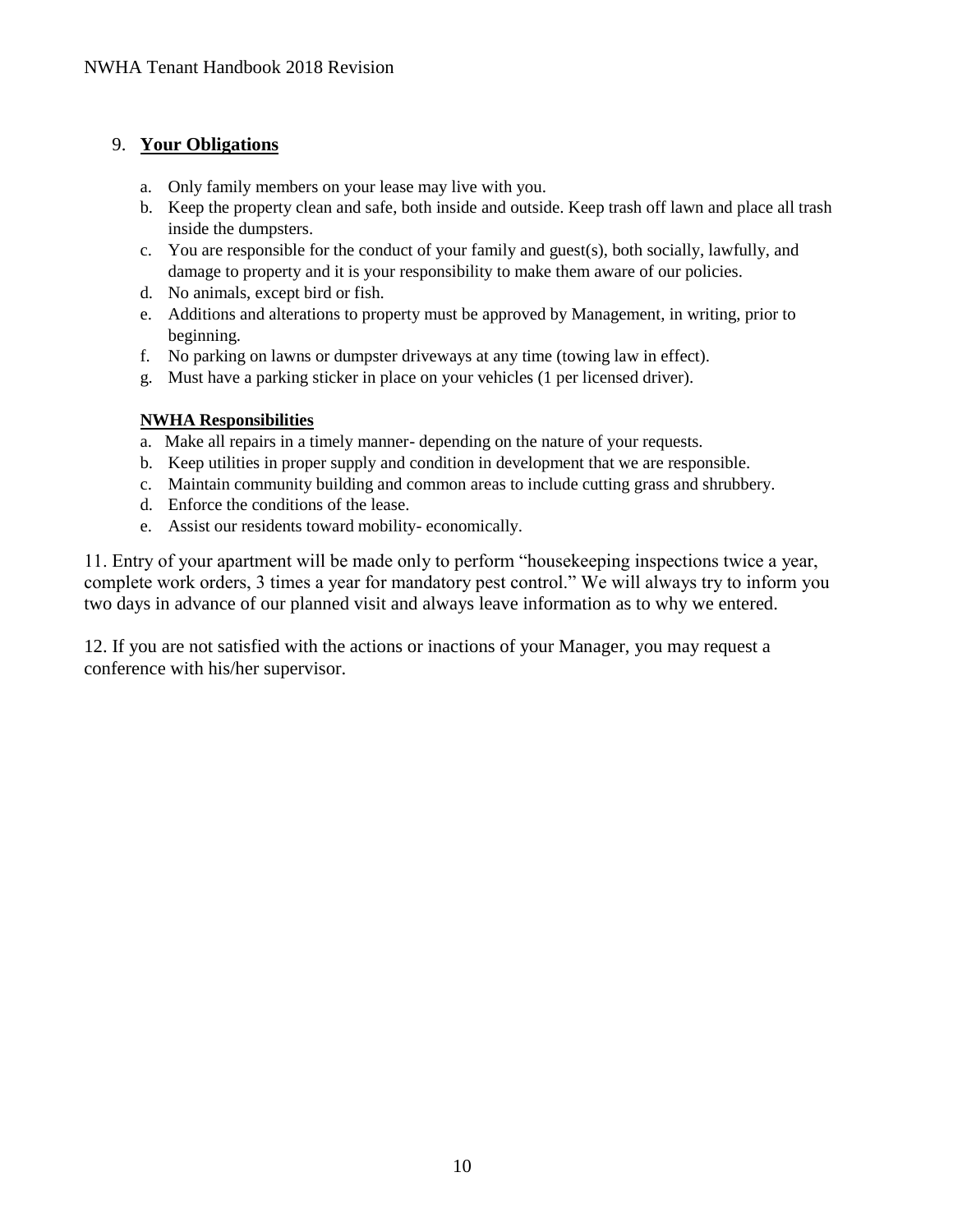## 9. **Your Obligations**

a. Only family members on your lease may live with you.
b. Keep the property clean and safe, both inside and outside. Keep trash off lawn and place all trash inside the dumpsters.
c. You are responsible for the conduct of your family and guest(s), both socially, lawfully, and damage to property and it is your responsibility to make them aware of our policies.
d. No animals, except bird or fish.
e. Additions and alterations to property must be approved by Management, in writing, prior to beginning.
f. No parking on lawns or dumpster driveways at any time (towing law in effect).
g. Must have a parking sticker in place on your vehicles (1 per licensed driver).

### **NWHA Responsibilities**

a. Make all repairs in a timely manner- depending on the nature of your requests.
b. Keep utilities in proper supply and condition in development that we are responsible.
c. Maintain community building and common areas to include cutting grass and shrubbery.
d. Enforce the conditions of the lease.
e. Assist our residents toward mobility- economically.

11. Entry of your apartment will be made only to perform "housekeeping inspections twice a year, complete work orders, 3 times a year for mandatory pest control." We will always try to inform you two days in advance of our planned visit and always leave information as to why we entered.

12. If you are not satisfied with the actions or inactions of your Manager, you may request a conference with his/her supervisor.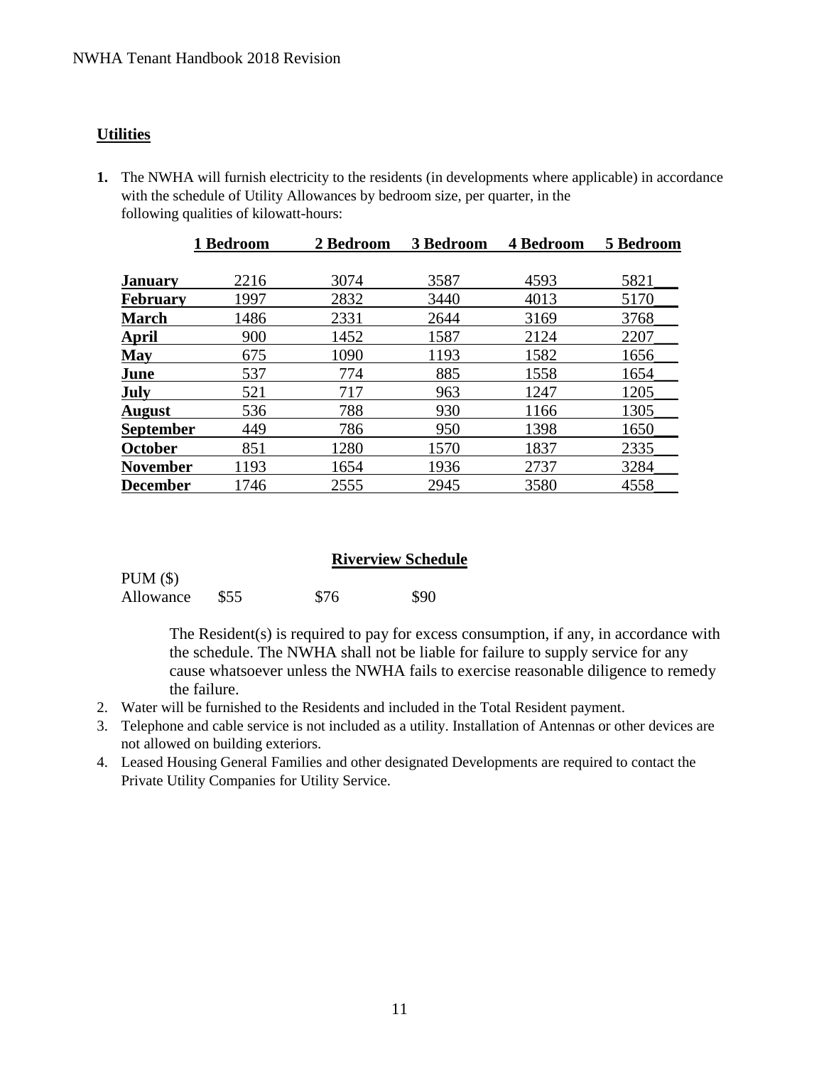**Utilities**

1. The NWHA will furnish electricity to the residents (in developments where applicable) in accordance with the schedule of Utility Allowances by bedroom size, per quarter, in the following qualities of kilowatt-hours:

| | 1 Bedroom | 2 Bedroom | 3 Bedroom | 4 Bedroom | 5 Bedroom |
|---|---|---|---|---|---|
| **January** | 2216 | 3074 | 3587 | 4593 | 5821 |
| **February** | 1997 | 2832 | 3440 | 4013 | 5170 |
| **March** | 1486 | 2331 | 2644 | 3169 | 3768 |
| **April** | 900 | 1452 | 1587 | 2124 | 2207 |
| **May** | 675 | 1090 | 1193 | 1582 | 1656 |
| **June** | 537 | 774 | 885 | 1558 | 1654 |
| **July** | 521 | 717 | 963 | 1247 | 1205 |
| **August** | 536 | 788 | 930 | 1166 | 1305 |
| **September** | 449 | 786 | 950 | 1398 | 1650 |
| **October** | 851 | 1280 | 1570 | 1837 | 2335 |
| **November** | 1193 | 1654 | 1936 | 2737 | 3284 |
| **December** | 1746 | 2555 | 2945 | 3580 | 4558 |

**Riverview Schedule**

| PUM ($) | | | |
|---|---|---|---|
| Allowance | $55 | $76 | $90 |

The Resident(s) is required to pay for excess consumption, if any, in accordance with the schedule. The NWHA shall not be liable for failure to supply service for any cause whatsoever unless the NWHA fails to exercise reasonable diligence to remedy the failure.

2. Water will be furnished to the Residents and included in the Total Resident payment.
3. Telephone and cable service is not included as a utility. Installation of Antennas or other devices are not allowed on building exteriors.
4. Leased Housing General Families and other designated Developments are required to contact the Private Utility Companies for Utility Service.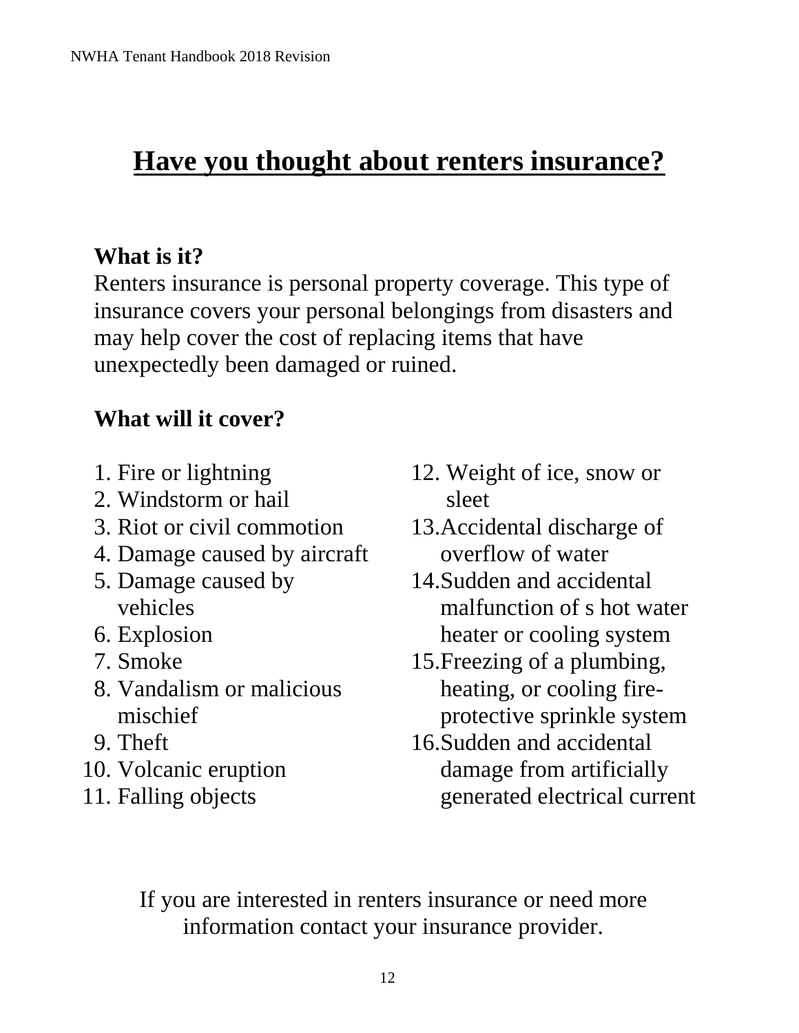# Have you thought about renters insurance?

**What is it?**

Renters insurance is personal property coverage. This type of insurance covers your personal belongings from disasters and may help cover the cost of replacing items that have unexpectedly been damaged or ruined.

**What will it cover?**

1. Fire or lightning
2. Windstorm or hail
3. Riot or civil commotion
4. Damage caused by aircraft
5. Damage caused by vehicles
6. Explosion
7. Smoke
8. Vandalism or malicious mischief
9. Theft
10. Volcanic eruption
11. Falling objects
12. Weight of ice, snow or sleet
13. Accidental discharge of overflow of water
14. Sudden and accidental malfunction of s hot water heater or cooling system
15. Freezing of a plumbing, heating, or cooling fire-protective sprinkle system
16. Sudden and accidental damage from artificially generated electrical current

If you are interested in renters insurance or need more information contact your insurance provider.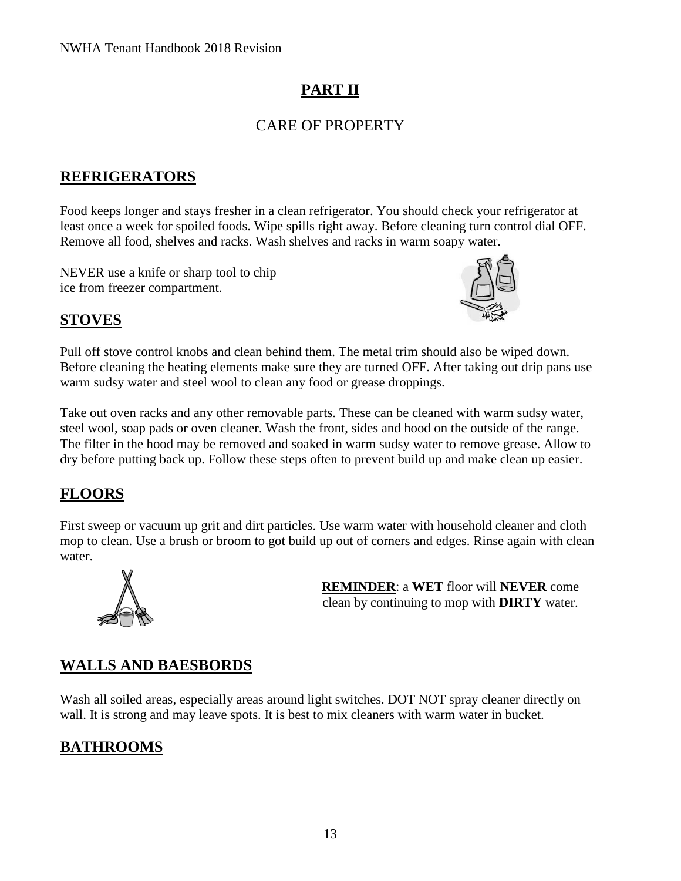# PART II

## CARE OF PROPERTY

### REFRIGERATORS

Food keeps longer and stays fresher in a clean refrigerator. You should check your refrigerator at least once a week for spoiled foods. Wipe spills right away. Before cleaning turn control dial OFF. Remove all food, shelves and racks. Wash shelves and racks in warm soapy water.

NEVER use a knife or sharp tool to chip ice from freezer compartment.

### STOVES

Pull off stove control knobs and clean behind them. The metal trim should also be wiped down. Before cleaning the heating elements make sure they are turned OFF. After taking out drip pans use warm sudsy water and steel wool to clean any food or grease droppings.

Take out oven racks and any other removable parts. These can be cleaned with warm sudsy water, steel wool, soap pads or oven cleaner. Wash the front, sides and hood on the outside of the range. The filter in the hood may be removed and soaked in warm sudsy water to remove grease. Allow to dry before putting back up. Follow these steps often to prevent build up and make clean up easier.

### FLOORS

First sweep or vacuum up grit and dirt particles. Use warm water with household cleaner and cloth mop to clean. Use a brush or broom to got build up out of corners and edges. Rinse again with clean water.

**REMINDER**: a **WET** floor will **NEVER** come clean by continuing to mop with **DIRTY** water.

### WALLS AND BAESBORDS

Wash all soiled areas, especially areas around light switches. DOT NOT spray cleaner directly on wall. It is strong and may leave spots. It is best to mix cleaners with warm water in bucket.

### BATHROOMS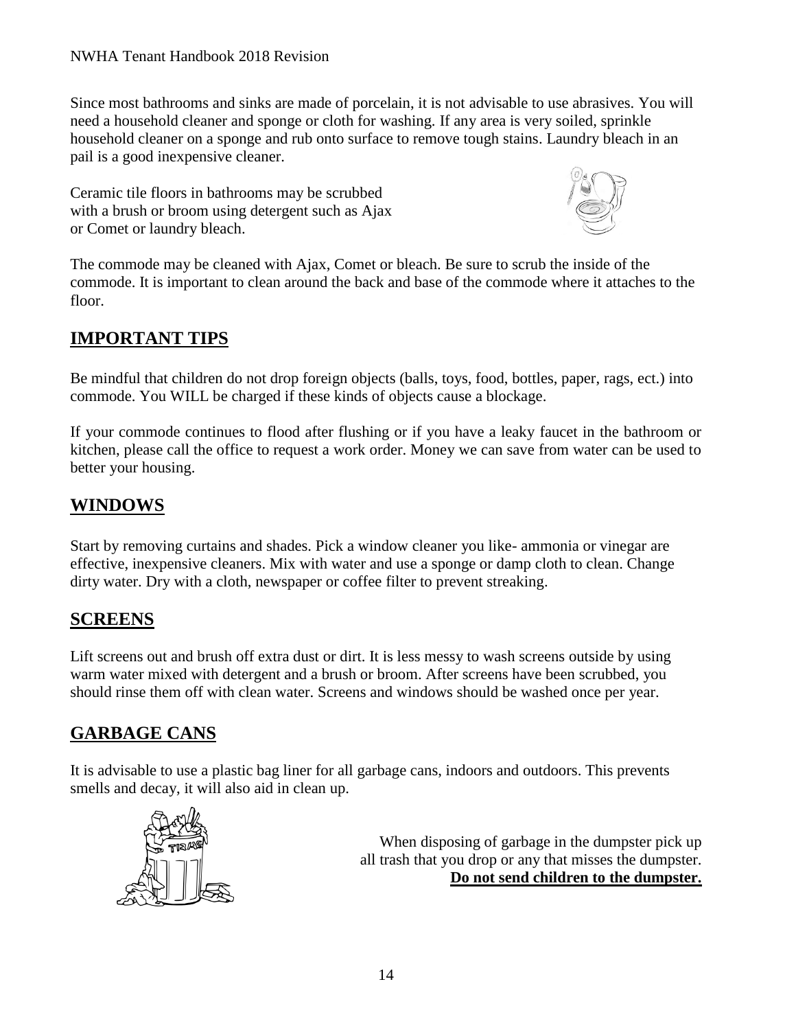Since most bathrooms and sinks are made of porcelain, it is not advisable to use abrasives. You will need a household cleaner and sponge or cloth for washing. If any area is very soiled, sprinkle household cleaner on a sponge and rub onto surface to remove tough stains. Laundry bleach in an pail is a good inexpensive cleaner.

Ceramic tile floors in bathrooms may be scrubbed with a brush or broom using detergent such as Ajax or Comet or laundry bleach.

The commode may be cleaned with Ajax, Comet or bleach. Be sure to scrub the inside of the commode. It is important to clean around the back and base of the commode where it attaches to the floor.

## IMPORTANT TIPS

Be mindful that children do not drop foreign objects (balls, toys, food, bottles, paper, rags, ect.) into commode. You WILL be charged if these kinds of objects cause a blockage.

If your commode continues to flood after flushing or if you have a leaky faucet in the bathroom or kitchen, please call the office to request a work order. Money we can save from water can be used to better your housing.

## WINDOWS

Start by removing curtains and shades. Pick a window cleaner you like- ammonia or vinegar are effective, inexpensive cleaners. Mix with water and use a sponge or damp cloth to clean. Change dirty water. Dry with a cloth, newspaper or coffee filter to prevent streaking.

## SCREENS

Lift screens out and brush off extra dust or dirt. It is less messy to wash screens outside by using warm water mixed with detergent and a brush or broom. After screens have been scrubbed, you should rinse them off with clean water. Screens and windows should be washed once per year.

## GARBAGE CANS

It is advisable to use a plastic bag liner for all garbage cans, indoors and outdoors. This prevents smells and decay, it will also aid in clean up.

When disposing of garbage in the dumpster pick up all trash that you drop or any that misses the dumpster. **Do not send children to the dumpster.**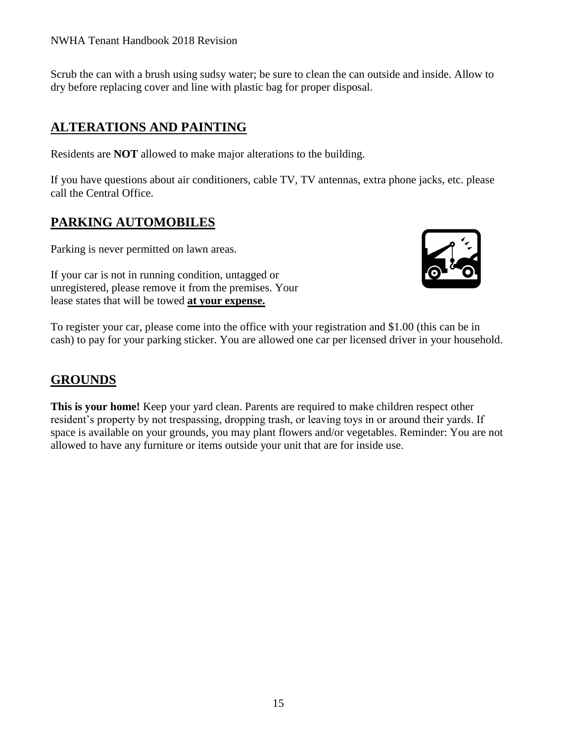Scrub the can with a brush using sudsy water; be sure to clean the can outside and inside. Allow to dry before replacing cover and line with plastic bag for proper disposal.

## ALTERATIONS AND PAINTING

Residents are **NOT** allowed to make major alterations to the building.

If you have questions about air conditioners, cable TV, TV antennas, extra phone jacks, etc. please call the Central Office.

## PARKING AUTOMOBILES

Parking is never permitted on lawn areas.

If your car is not in running condition, untagged or unregistered, please remove it from the premises. Your lease states that will be towed **at your expense.**

To register your car, please come into the office with your registration and $1.00 (this can be in cash) to pay for your parking sticker. You are allowed one car per licensed driver in your household.

## GROUNDS

**This is your home!** Keep your yard clean. Parents are required to make children respect other resident's property by not trespassing, dropping trash, or leaving toys in or around their yards. If space is available on your grounds, you may plant flowers and/or vegetables. Reminder: You are not allowed to have any furniture or items outside your unit that are for inside use.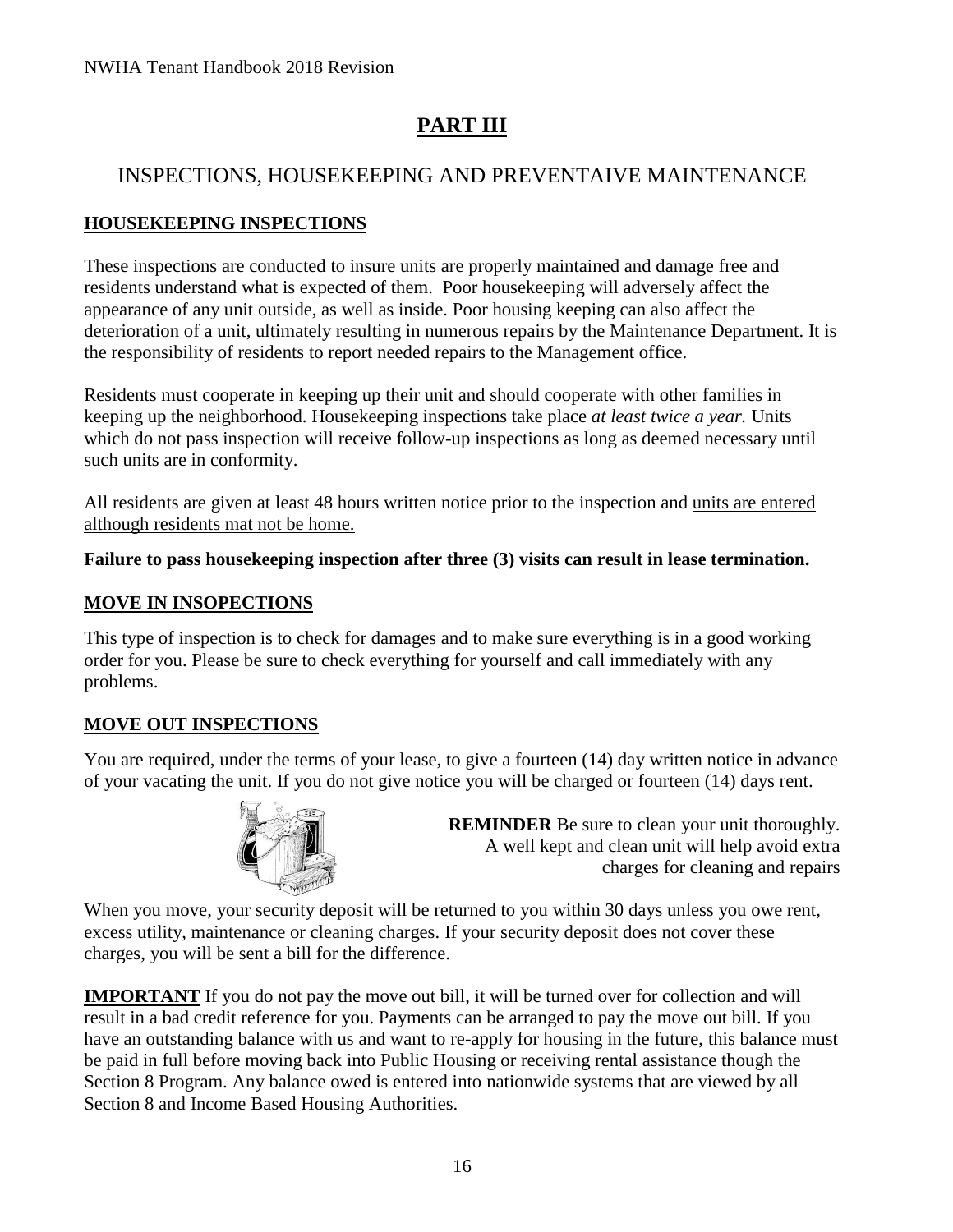# PART III

## INSPECTIONS, HOUSEKEEPING AND PREVENTAIVE MAINTENANCE

### HOUSEKEEPING INSPECTIONS

These inspections are conducted to insure units are properly maintained and damage free and residents understand what is expected of them. Poor housekeeping will adversely affect the appearance of any unit outside, as well as inside. Poor housing keeping can also affect the deterioration of a unit, ultimately resulting in numerous repairs by the Maintenance Department. It is the responsibility of residents to report needed repairs to the Management office.

Residents must cooperate in keeping up their unit and should cooperate with other families in keeping up the neighborhood. Housekeeping inspections take place *at least twice a year.* Units which do not pass inspection will receive follow-up inspections as long as deemed necessary until such units are in conformity.

All residents are given at least 48 hours written notice prior to the inspection and units are entered although residents mat not be home.

**Failure to pass housekeeping inspection after three (3) visits can result in lease termination.**

### MOVE IN INSOPECTIONS

This type of inspection is to check for damages and to make sure everything is in a good working order for you. Please be sure to check everything for yourself and call immediately with any problems.

### MOVE OUT INSPECTIONS

You are required, under the terms of your lease, to give a fourteen (14) day written notice in advance of your vacating the unit. If you do not give notice you will be charged or fourteen (14) days rent.

**REMINDER** Be sure to clean your unit thoroughly. A well kept and clean unit will help avoid extra charges for cleaning and repairs

When you move, your security deposit will be returned to you within 30 days unless you owe rent, excess utility, maintenance or cleaning charges. If your security deposit does not cover these charges, you will be sent a bill for the difference.

**IMPORTANT** If you do not pay the move out bill, it will be turned over for collection and will result in a bad credit reference for you. Payments can be arranged to pay the move out bill. If you have an outstanding balance with us and want to re-apply for housing in the future, this balance must be paid in full before moving back into Public Housing or receiving rental assistance though the Section 8 Program. Any balance owed is entered into nationwide systems that are viewed by all Section 8 and Income Based Housing Authorities.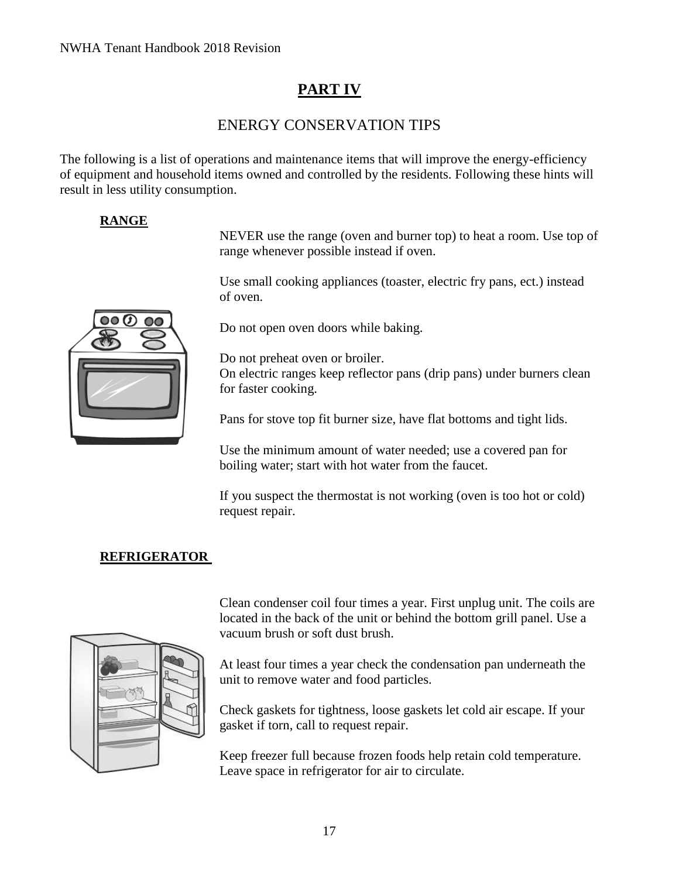# PART IV

## ENERGY CONSERVATION TIPS

The following is a list of operations and maintenance items that will improve the energy-efficiency of equipment and household items owned and controlled by the residents. Following these hints will result in less utility consumption.

### RANGE

NEVER use the range (oven and burner top) to heat a room. Use top of range whenever possible instead if oven.

Use small cooking appliances (toaster, electric fry pans, ect.) instead of oven.

Do not open oven doors while baking.

Do not preheat oven or broiler.
On electric ranges keep reflector pans (drip pans) under burners clean for faster cooking.

Pans for stove top fit burner size, have flat bottoms and tight lids.

Use the minimum amount of water needed; use a covered pan for boiling water; start with hot water from the faucet.

If you suspect the thermostat is not working (oven is too hot or cold) request repair.

### REFRIGERATOR

Clean condenser coil four times a year. First unplug unit. The coils are located in the back of the unit or behind the bottom grill panel. Use a vacuum brush or soft dust brush.

At least four times a year check the condensation pan underneath the unit to remove water and food particles.

Check gaskets for tightness, loose gaskets let cold air escape. If your gasket if torn, call to request repair.

Keep freezer full because frozen foods help retain cold temperature. Leave space in refrigerator for air to circulate.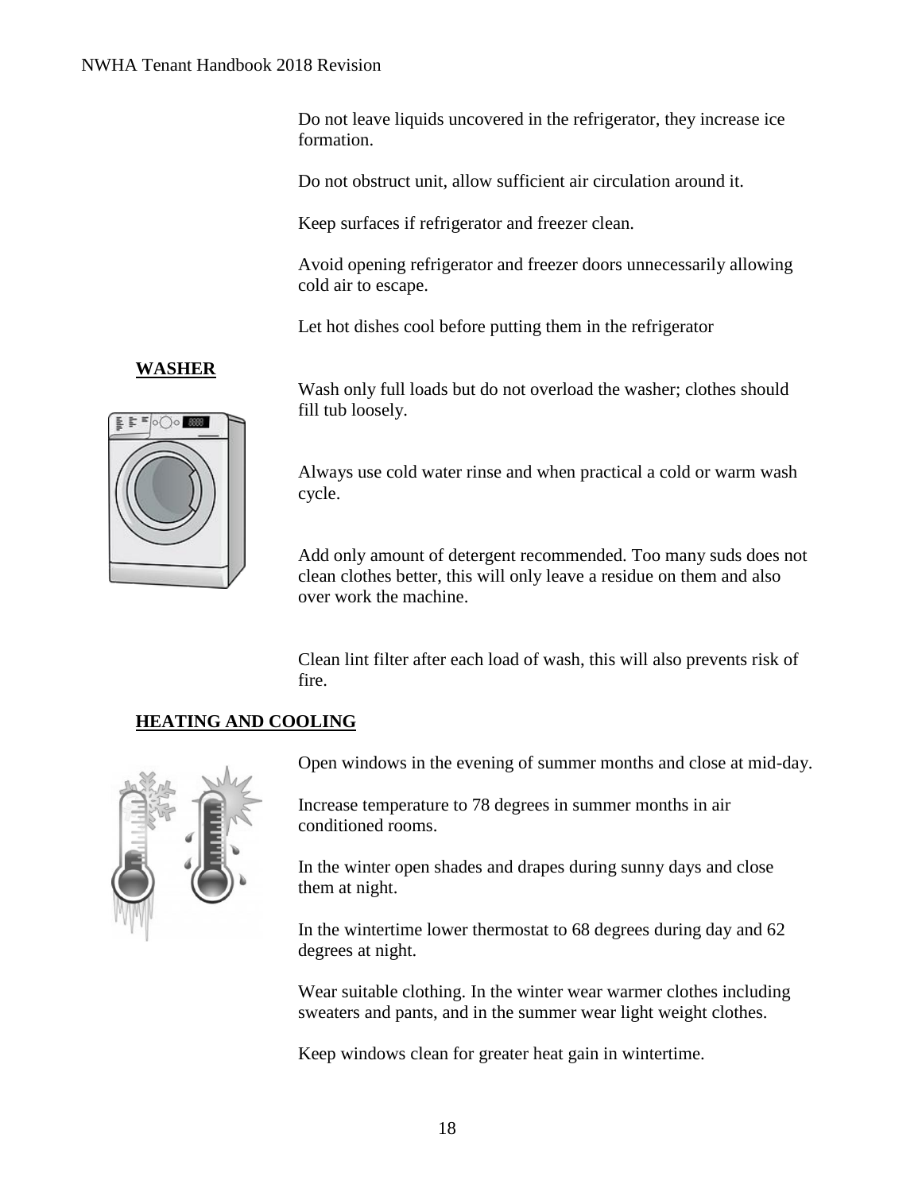Do not leave liquids uncovered in the refrigerator, they increase ice formation.

Do not obstruct unit, allow sufficient air circulation around it.

Keep surfaces if refrigerator and freezer clean.

Avoid opening refrigerator and freezer doors unnecessarily allowing cold air to escape.

Let hot dishes cool before putting them in the refrigerator

**WASHER**

Wash only full loads but do not overload the washer; clothes should fill tub loosely.

Always use cold water rinse and when practical a cold or warm wash cycle.

Add only amount of detergent recommended. Too many suds does not clean clothes better, this will only leave a residue on them and also over work the machine.

Clean lint filter after each load of wash, this will also prevents risk of fire.

**HEATING AND COOLING**

Open windows in the evening of summer months and close at mid-day.

Increase temperature to 78 degrees in summer months in air conditioned rooms.

In the winter open shades and drapes during sunny days and close them at night.

In the wintertime lower thermostat to 68 degrees during day and 62 degrees at night.

Wear suitable clothing. In the winter wear warmer clothes including sweaters and pants, and in the summer wear light weight clothes.

Keep windows clean for greater heat gain in wintertime.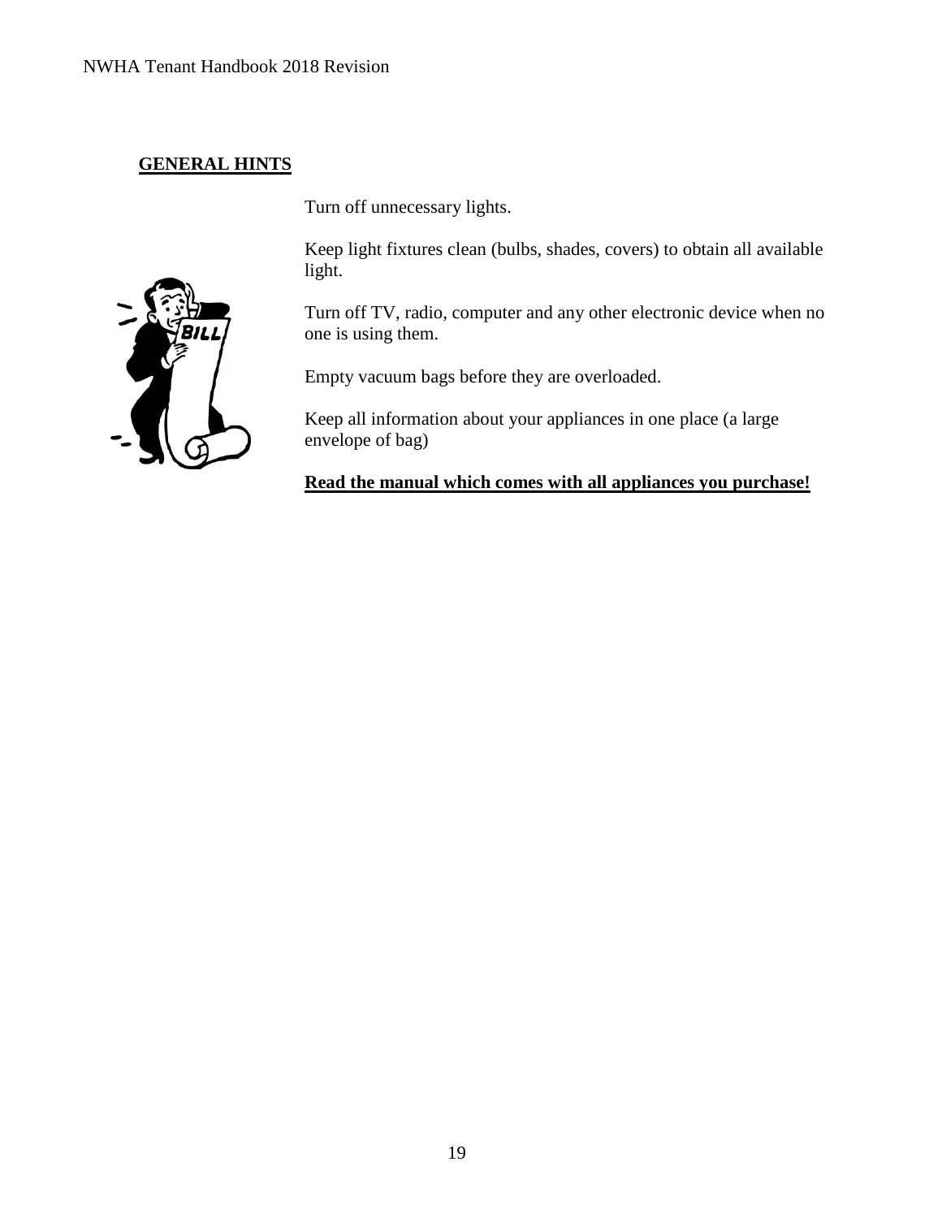## GENERAL HINTS

Turn off unnecessary lights.

Keep light fixtures clean (bulbs, shades, covers) to obtain all available light.

Turn off TV, radio, computer and any other electronic device when no one is using them.

Empty vacuum bags before they are overloaded.

Keep all information about your appliances in one place (a large envelope of bag)

**Read the manual which comes with all appliances you purchase!**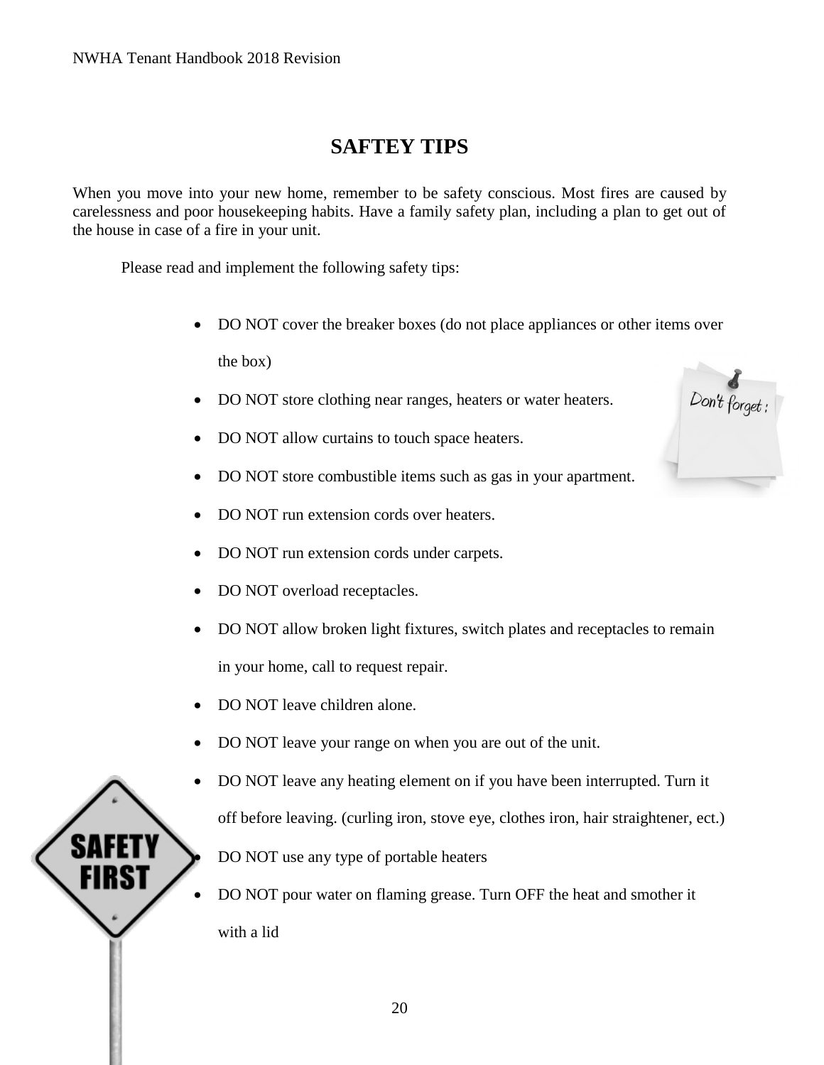## SAFTEY TIPS

When you move into your new home, remember to be safety conscious. Most fires are caused by carelessness and poor housekeeping habits. Have a family safety plan, including a plan to get out of the house in case of a fire in your unit.

Please read and implement the following safety tips:

- DO NOT cover the breaker boxes (do not place appliances or other items over the box)
- DO NOT store clothing near ranges, heaters or water heaters.
- DO NOT allow curtains to touch space heaters.
- DO NOT store combustible items such as gas in your apartment.
- DO NOT run extension cords over heaters.
- DO NOT run extension cords under carpets.
- DO NOT overload receptacles.
- DO NOT allow broken light fixtures, switch plates and receptacles to remain in your home, call to request repair.
- DO NOT leave children alone.
- DO NOT leave your range on when you are out of the unit.
- DO NOT leave any heating element on if you have been interrupted. Turn it off before leaving. (curling iron, stove eye, clothes iron, hair straightener, ect.)
- DO NOT use any type of portable heaters
- DO NOT pour water on flaming grease. Turn OFF the heat and smother it with a lid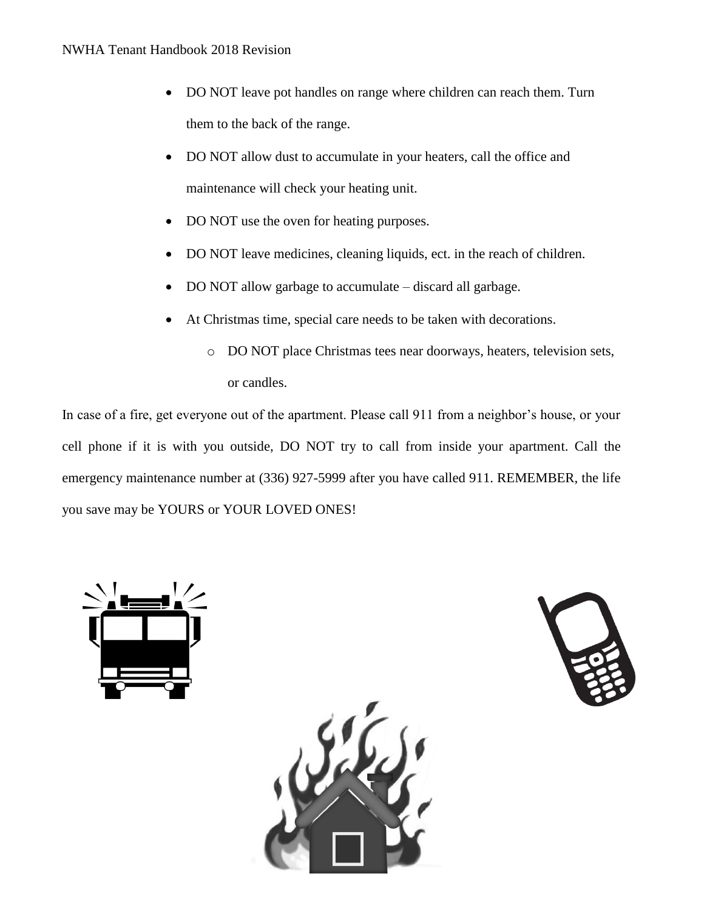- DO NOT leave pot handles on range where children can reach them. Turn them to the back of the range.
- DO NOT allow dust to accumulate in your heaters, call the office and maintenance will check your heating unit.
- DO NOT use the oven for heating purposes.
- DO NOT leave medicines, cleaning liquids, ect. in the reach of children.
- DO NOT allow garbage to accumulate – discard all garbage.
- At Christmas time, special care needs to be taken with decorations.
  - DO NOT place Christmas tees near doorways, heaters, television sets, or candles.

In case of a fire, get everyone out of the apartment. Please call 911 from a neighbor's house, or your cell phone if it is with you outside, DO NOT try to call from inside your apartment. Call the emergency maintenance number at (336) 927-5999 after you have called 911. REMEMBER, the life you save may be YOURS or YOUR LOVED ONES!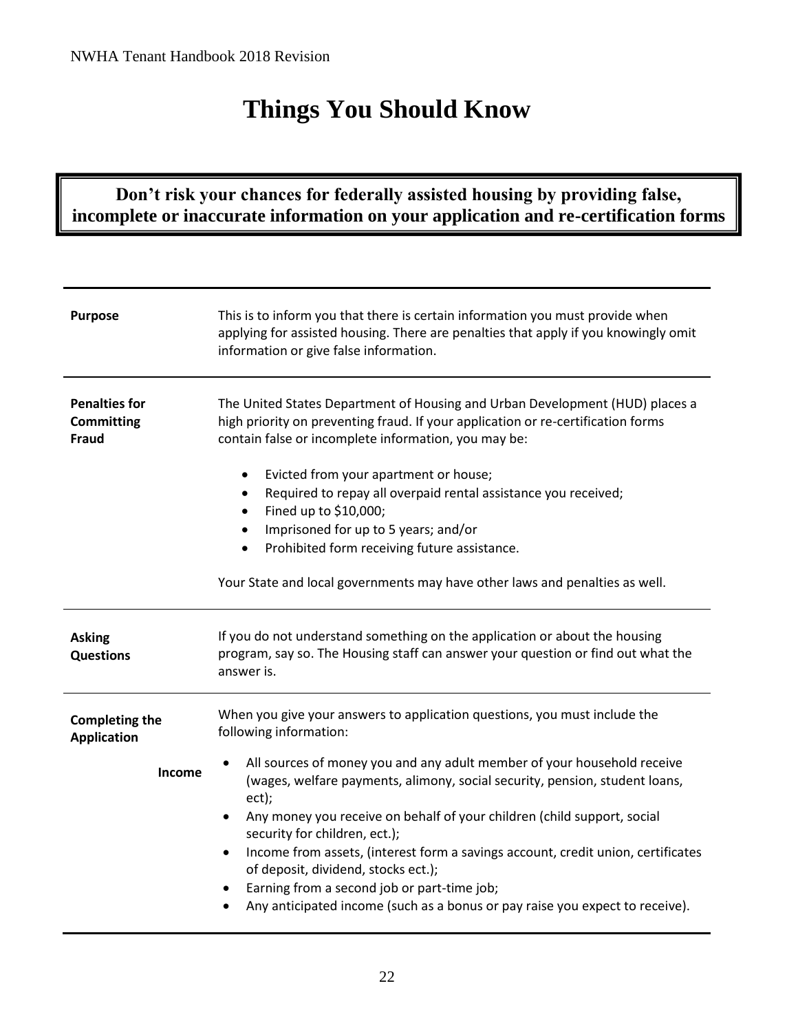# Things You Should Know

**Don't risk your chances for federally assisted housing by providing false, incomplete or inaccurate information on your application and re-certification forms**

**Purpose**

This is to inform you that there is certain information you must provide when applying for assisted housing. There are penalties that apply if you knowingly omit information or give false information.

**Penalties for Committing Fraud**

The United States Department of Housing and Urban Development (HUD) places a high priority on preventing fraud. If your application or re-certification forms contain false or incomplete information, you may be:

- Evicted from your apartment or house;
- Required to repay all overpaid rental assistance you received;
- Fined up to $10,000;
- Imprisoned for up to 5 years; and/or
- Prohibited form receiving future assistance.

Your State and local governments may have other laws and penalties as well.

**Asking Questions**

If you do not understand something on the application or about the housing program, say so. The Housing staff can answer your question or find out what the answer is.

**Completing the Application**

When you give your answers to application questions, you must include the following information:

**Income**

- All sources of money you and any adult member of your household receive (wages, welfare payments, alimony, social security, pension, student loans, ect);
- Any money you receive on behalf of your children (child support, social security for children, ect.);
- Income from assets, (interest form a savings account, credit union, certificates of deposit, dividend, stocks ect.);
- Earning from a second job or part-time job;
- Any anticipated income (such as a bonus or pay raise you expect to receive).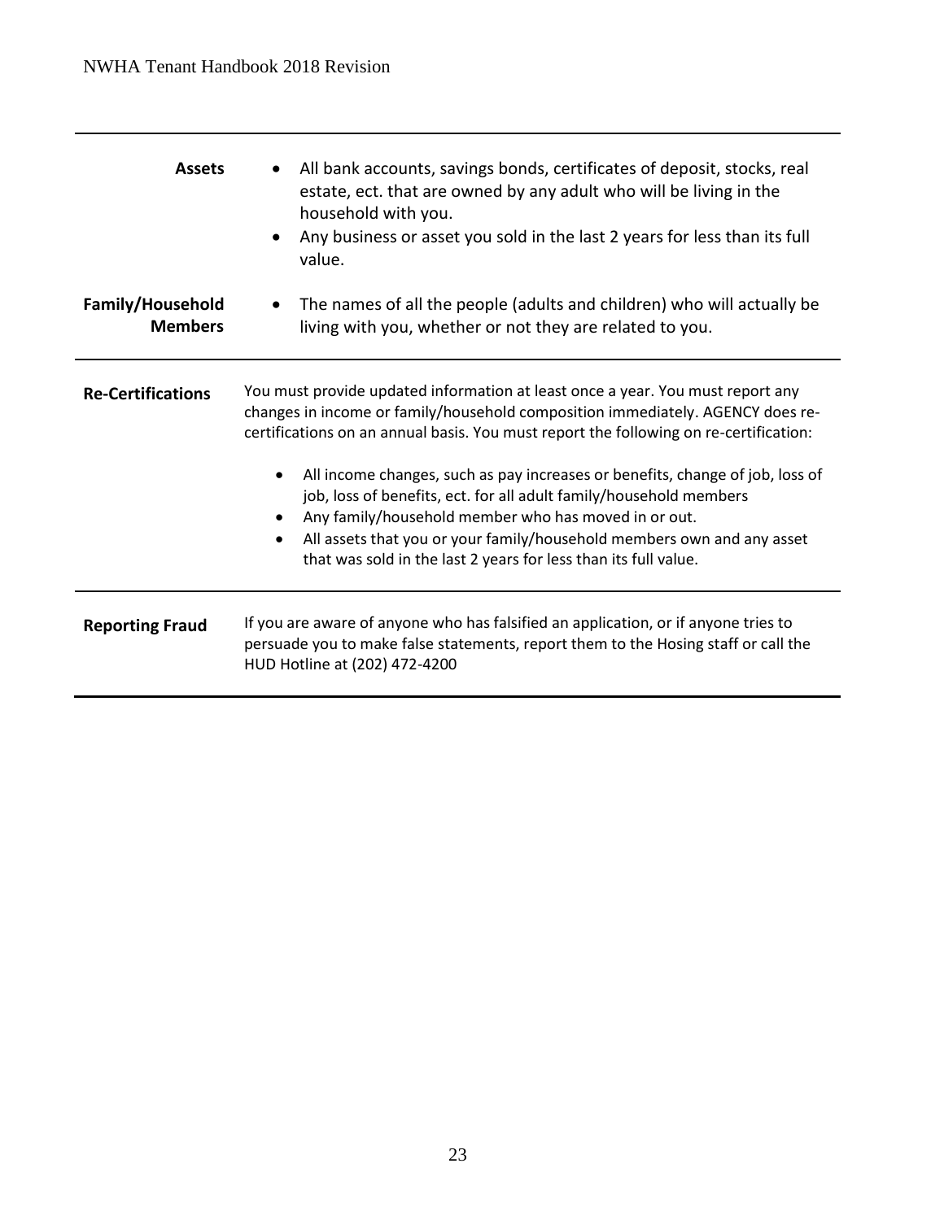| | |
|---|---|
| **Assets** | • All bank accounts, savings bonds, certificates of deposit, stocks, real estate, ect. that are owned by any adult who will be living in the household with you.<br>• Any business or asset you sold in the last 2 years for less than its full value. |
| **Family/Household Members** | • The names of all the people (adults and children) who will actually be living with you, whether or not they are related to you. |

**Re-Certifications**

You must provide updated information at least once a year. You must report any changes in income or family/household composition immediately. AGENCY does re-certifications on an annual basis. You must report the following on re-certification:

- All income changes, such as pay increases or benefits, change of job, loss of job, loss of benefits, ect. for all adult family/household members
- Any family/household member who has moved in or out.
- All assets that you or your family/household members own and any asset that was sold in the last 2 years for less than its full value.

**Reporting Fraud**

If you are aware of anyone who has falsified an application, or if anyone tries to persuade you to make false statements, report them to the Hosing staff or call the HUD Hotline at (202) 472-4200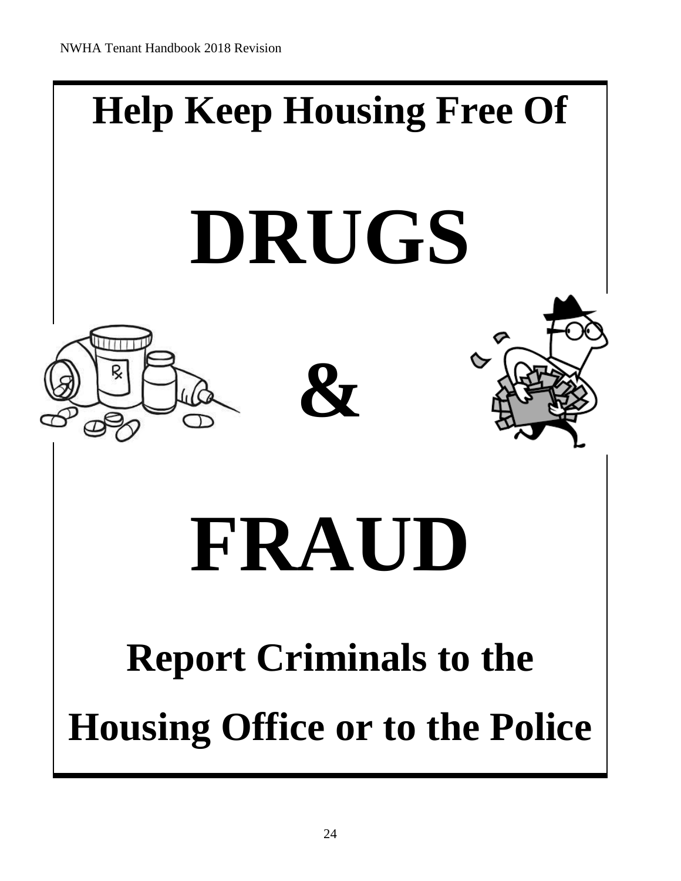# Help Keep Housing Free Of

# DRUGS

# &

# FRAUD

## Report Criminals to the Housing Office or to the Police